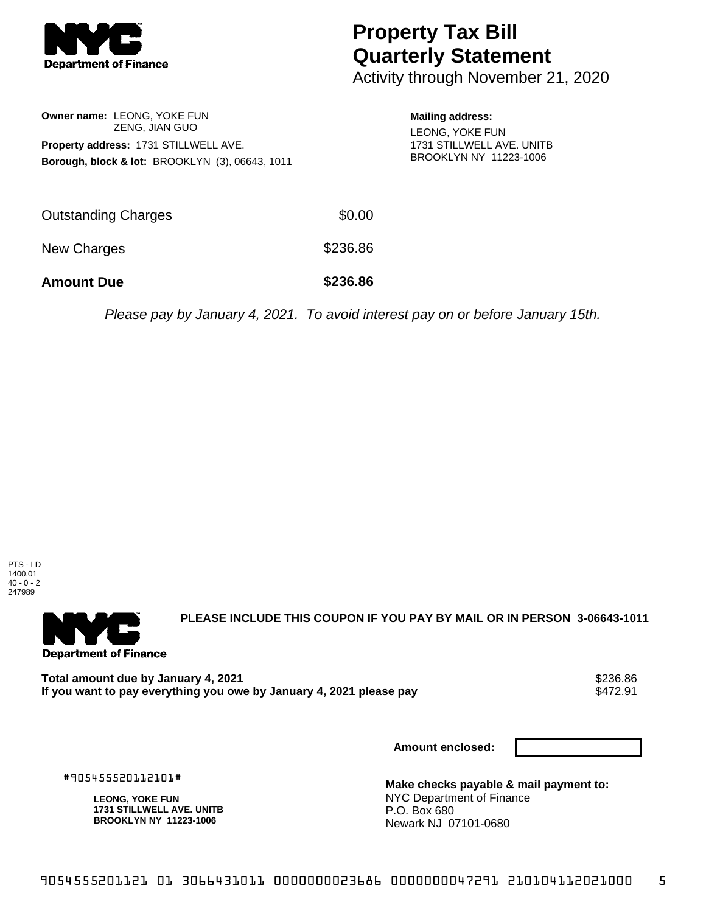**NYC Department of Finance**

# Property Tax Bill Quarterly Statement

Activity through November 21, 2020

**Owner name:** LEONG, YOKE FUN
ZENG, JIAN GUO

**Property address:** 1731 STILLWELL AVE.

**Borough, block & lot:** BROOKLYN (3), 06643, 1011

**Mailing address:**
LEONG, YOKE FUN
1731 STILLWELL AVE. UNITB
BROOKLYN NY 11223-1006

| | |
|---|---|
| Outstanding Charges | $0.00 |
| New Charges | $236.86 |
| **Amount Due** | **$236.86** |

*Please pay by January 4, 2021. To avoid interest pay on or before January 15th.*

PTS - LD
1400.01
40 - 0 - 2
247989

---

**NYC Department of Finance**

**PLEASE INCLUDE THIS COUPON IF YOU PAY BY MAIL OR IN PERSON 3-06643-1011**

| | |
|---|---|
| **Total amount due by January 4, 2021** | $236.86 |
| **If you want to pay everything you owe by January 4, 2021 please pay** | $472.91 |

**Amount enclosed:**

#905455520112101#

**LEONG, YOKE FUN**
**1731 STILLWELL AVE. UNITB**
**BROOKLYN NY 11223-1006**

**Make checks payable & mail payment to:**
NYC Department of Finance
P.O. Box 680
Newark NJ 07101-0680

9054555201121 01 3066431011 0000000023686 0000000047291 210104112021000 5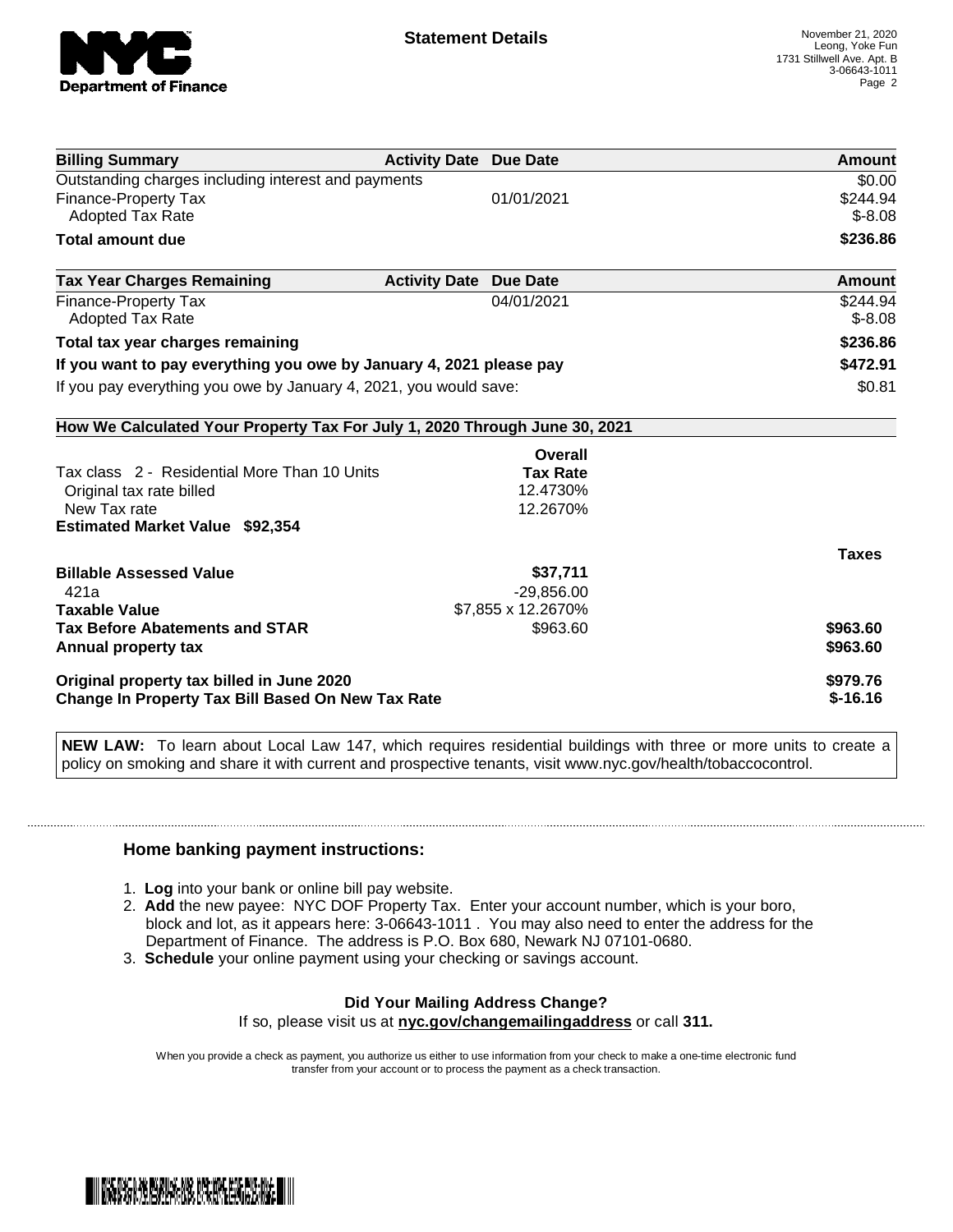**Statement Details**

November 21, 2020
Leong, Yoke Fun
1731 Stillwell Ave. Apt. B
3-06643-1011

| Billing Summary | Activity Date | Due Date | Amount |
|---|---|---|---|
| Outstanding charges including interest and payments | | | $0.00 |
| Finance-Property Tax | | 01/01/2021 | $244.94 |
| Adopted Tax Rate | | | $-8.08 |
| **Total amount due** | | | **$236.86** |

| Tax Year Charges Remaining | Activity Date | Due Date | Amount |
|---|---|---|---|
| Finance-Property Tax | | 04/01/2021 | $244.94 |
| Adopted Tax Rate | | | $-8.08 |
| **Total tax year charges remaining** | | | **$236.86** |
| **If you want to pay everything you owe by January 4, 2021 please pay** | | | **$472.91** |
| If you pay everything you owe by January 4, 2021, you would save: | | | $0.81 |

**How We Calculated Your Property Tax For July 1, 2020 Through June 30, 2021**

| | Overall Tax Rate | Taxes |
|---|---|---|
| Tax class 2 - Residential More Than 10 Units | | |
| Original tax rate billed | 12.4730% | |
| New Tax rate | 12.2670% | |
| **Estimated Market Value $92,354** | | |
| **Billable Assessed Value** | **$37,711** | |
| 421a | -29,856.00 | |
| **Taxable Value** | $7,855 x 12.2670% | |
| **Tax Before Abatements and STAR** | $963.60 | **$963.60** |
| **Annual property tax** | | **$963.60** |
| **Original property tax billed in June 2020** | | **$979.76** |
| **Change In Property Tax Bill Based On New Tax Rate** | | **$-16.16** |

**NEW LAW:** To learn about Local Law 147, which requires residential buildings with three or more units to create a policy on smoking and share it with current and prospective tenants, visit www.nyc.gov/health/tobaccocontrol.

### Home banking payment instructions:

1. **Log** into your bank or online bill pay website.
2. **Add** the new payee: NYC DOF Property Tax. Enter your account number, which is your boro, block and lot, as it appears here: 3-06643-1011 . You may also need to enter the address for the Department of Finance. The address is P.O. Box 680, Newark NJ 07101-0680.
3. **Schedule** your online payment using your checking or savings account.

**Did Your Mailing Address Change?**
If so, please visit us at **nyc.gov/changemailingaddress** or call **311.**

When you provide a check as payment, you authorize us either to use information from your check to make a one-time electronic fund transfer from your account or to process the payment as a check transaction.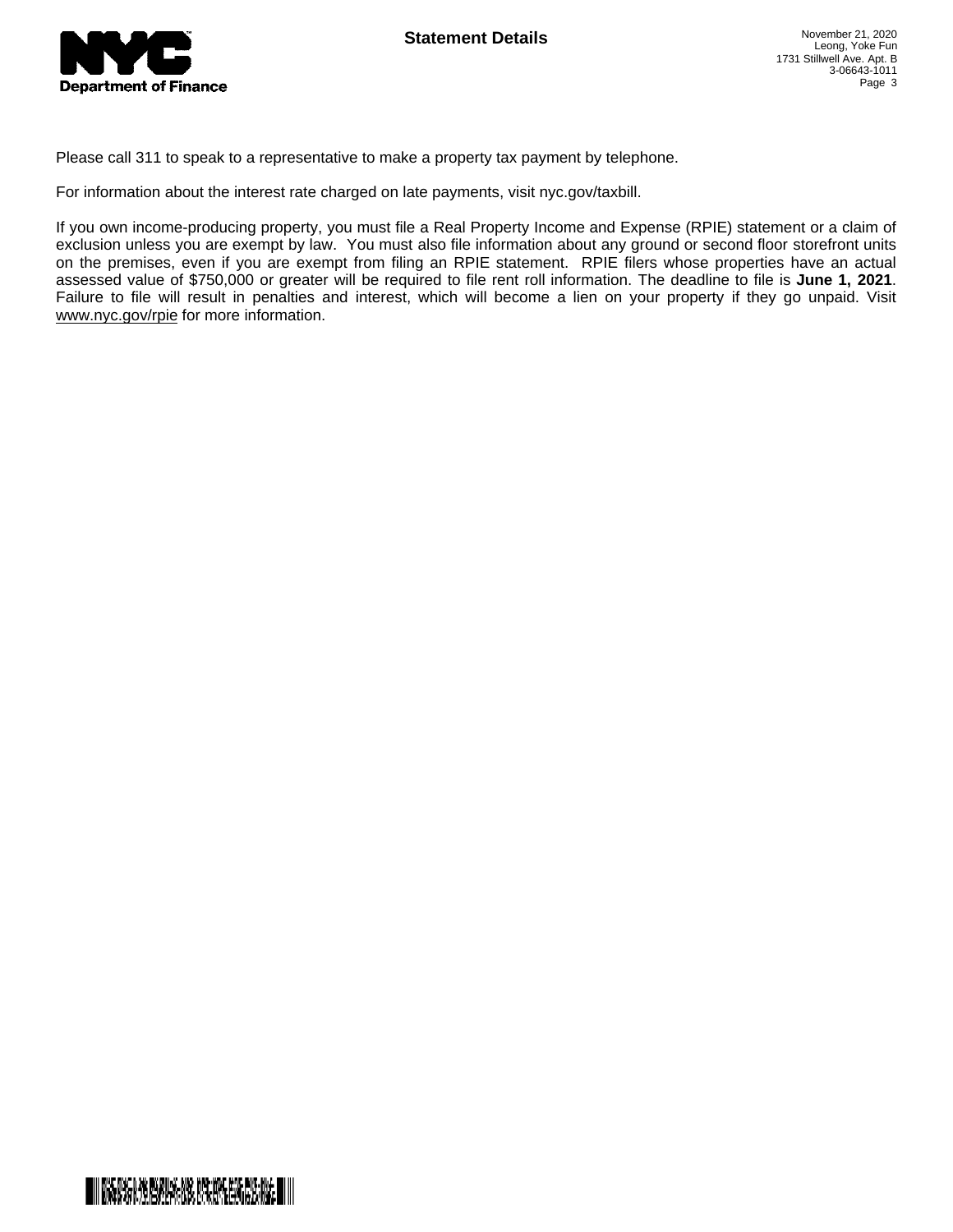Please call 311 to speak to a representative to make a property tax payment by telephone.

For information about the interest rate charged on late payments, visit nyc.gov/taxbill.

If you own income-producing property, you must file a Real Property Income and Expense (RPIE) statement or a claim of exclusion unless you are exempt by law. You must also file information about any ground or second floor storefront units on the premises, even if you are exempt from filing an RPIE statement. RPIE filers whose properties have an actual assessed value of $750,000 or greater will be required to file rent roll information. The deadline to file is **June 1, 2021**. Failure to file will result in penalties and interest, which will become a lien on your property if they go unpaid. Visit www.nyc.gov/rpie for more information.